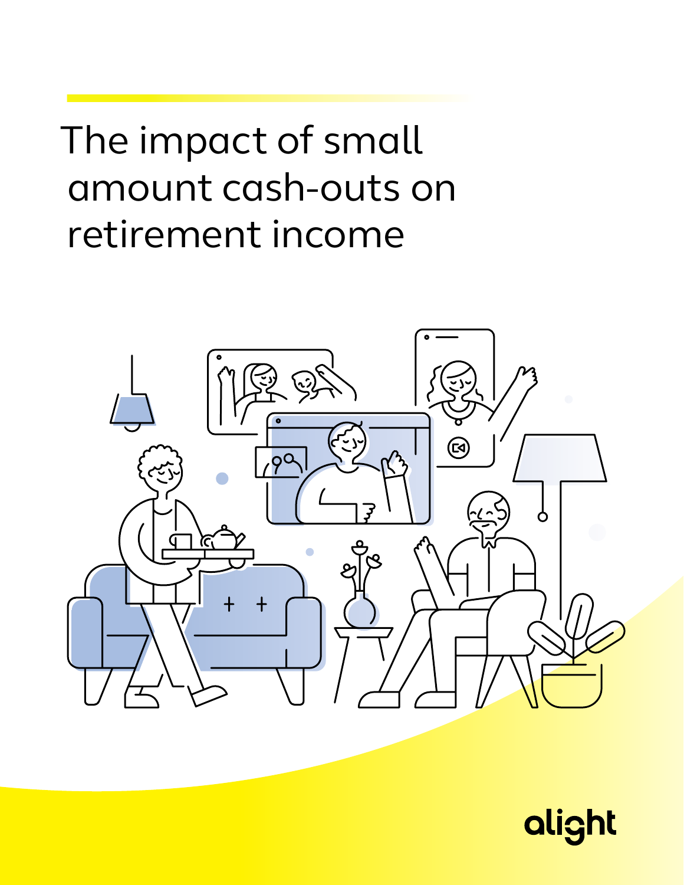# The impact of small amount cash-outs on retirement income

alight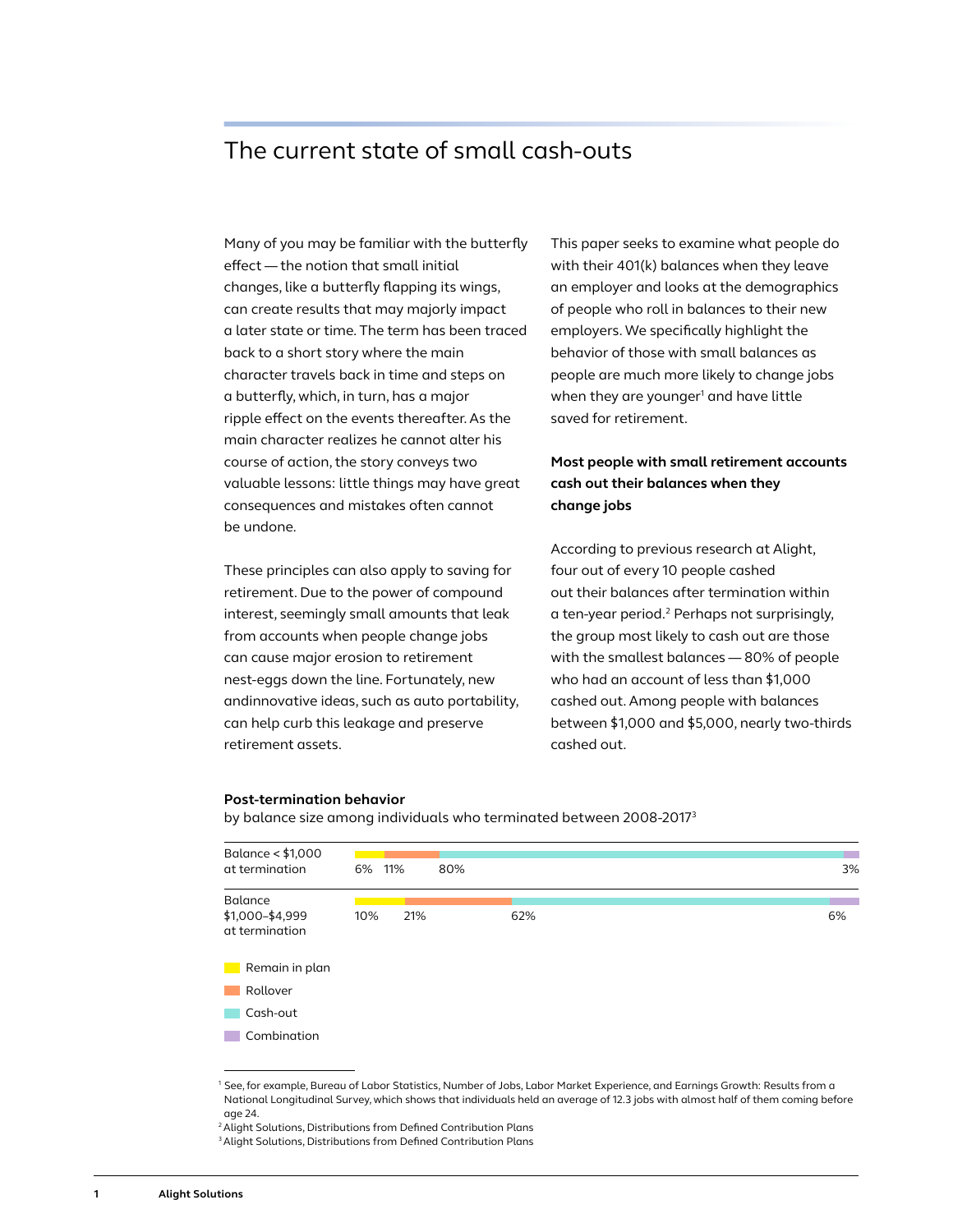# The current state of small cash-outs

Many of you may be familiar with the butterfly effect — the notion that small initial changes, like a butterfly flapping its wings, can create results that may majorly impact a later state or time. The term has been traced back to a short story where the main character travels back in time and steps on a butterfly, which, in turn, has a major ripple effect on the events thereafter. As the main character realizes he cannot alter his course of action, the story conveys two valuable lessons: little things may have great consequences and mistakes often cannot be undone.

These principles can also apply to saving for retirement. Due to the power of compound interest, seemingly small amounts that leak from accounts when people change jobs can cause major erosion to retirement nest-eggs down the line. Fortunately, new andinnovative ideas, such as auto portability, can help curb this leakage and preserve retirement assets.

This paper seeks to examine what people do with their 401(k) balances when they leave an employer and looks at the demographics of people who roll in balances to their new employers. We specifically highlight the behavior of those with small balances as people are much more likely to change jobs when they are younger[1] and have little saved for retirement.

**Most people with small retirement accounts cash out their balances when they change jobs**

According to previous research at Alight, four out of every 10 people cashed out their balances after termination within a ten-year period.[2] Perhaps not surprisingly, the group most likely to cash out are those with the smallest balances — 80% of people who had an account of less than $1,000 cashed out. Among people with balances between $1,000 and $5,000, nearly two-thirds cashed out.

**Post-termination behavior**

by balance size among individuals who terminated between 2008-2017[3]

Balance < $1,000 at termination
6% 11% 80% 3%

Balance $1,000–$4,999 at termination
10% 21% 62% 6%

Remain in plan
Rollover
Cash-out
Combination

[1] See, for example, Bureau of Labor Statistics, Number of Jobs, Labor Market Experience, and Earnings Growth: Results from a National Longitudinal Survey, which shows that individuals held an average of 12.3 jobs with almost half of them coming before age 24.

[2] Alight Solutions, Distributions from Defined Contribution Plans

[3] Alight Solutions, Distributions from Defined Contribution Plans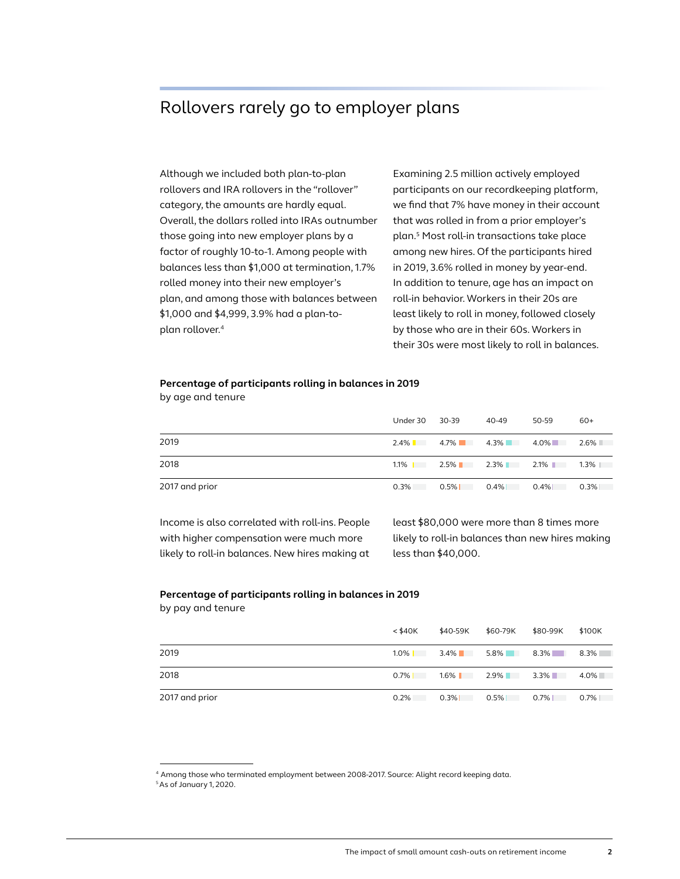## Rollovers rarely go to employer plans

Although we included both plan-to-plan rollovers and IRA rollovers in the "rollover" category, the amounts are hardly equal. Overall, the dollars rolled into IRAs outnumber those going into new employer plans by a factor of roughly 10-to-1. Among people with balances less than $1,000 at termination, 1.7% rolled money into their new employer's plan, and among those with balances between $1,000 and $4,999, 3.9% had a plan-to-plan rollover.[4]

Examining 2.5 million actively employed participants on our recordkeeping platform, we find that 7% have money in their account that was rolled in from a prior employer's plan.[5] Most roll-in transactions take place among new hires. Of the participants hired in 2019, 3.6% rolled in money by year-end. In addition to tenure, age has an impact on roll-in behavior. Workers in their 20s are least likely to roll in money, followed closely by those who are in their 60s. Workers in their 30s were most likely to roll in balances.

**Percentage of participants rolling in balances in 2019**
by age and tenure

| | Under 30 | 30-39 | 40-49 | 50-59 | 60+ |
|---|---|---|---|---|---|
| 2019 | 2.4% | 4.7% | 4.3% | 4.0% | 2.6% |
| 2018 | 1.1% | 2.5% | 2.3% | 2.1% | 1.3% |
| 2017 and prior | 0.3% | 0.5% | 0.4% | 0.4% | 0.3% |

Income is also correlated with roll-ins. People with higher compensation were much more likely to roll-in balances. New hires making at least $80,000 were more than 8 times more likely to roll-in balances than new hires making less than $40,000.

**Percentage of participants rolling in balances in 2019**
by pay and tenure

| | < $40K | $40-59K | $60-79K | $80-99K | $100K |
|---|---|---|---|---|---|
| 2019 | 1.0% | 3.4% | 5.8% | 8.3% | 8.3% |
| 2018 | 0.7% | 1.6% | 2.9% | 3.3% | 4.0% |
| 2017 and prior | 0.2% | 0.3% | 0.5% | 0.7% | 0.7% |

[4] Among those who terminated employment between 2008-2017. Source: Alight record keeping data.
[5] As of January 1, 2020.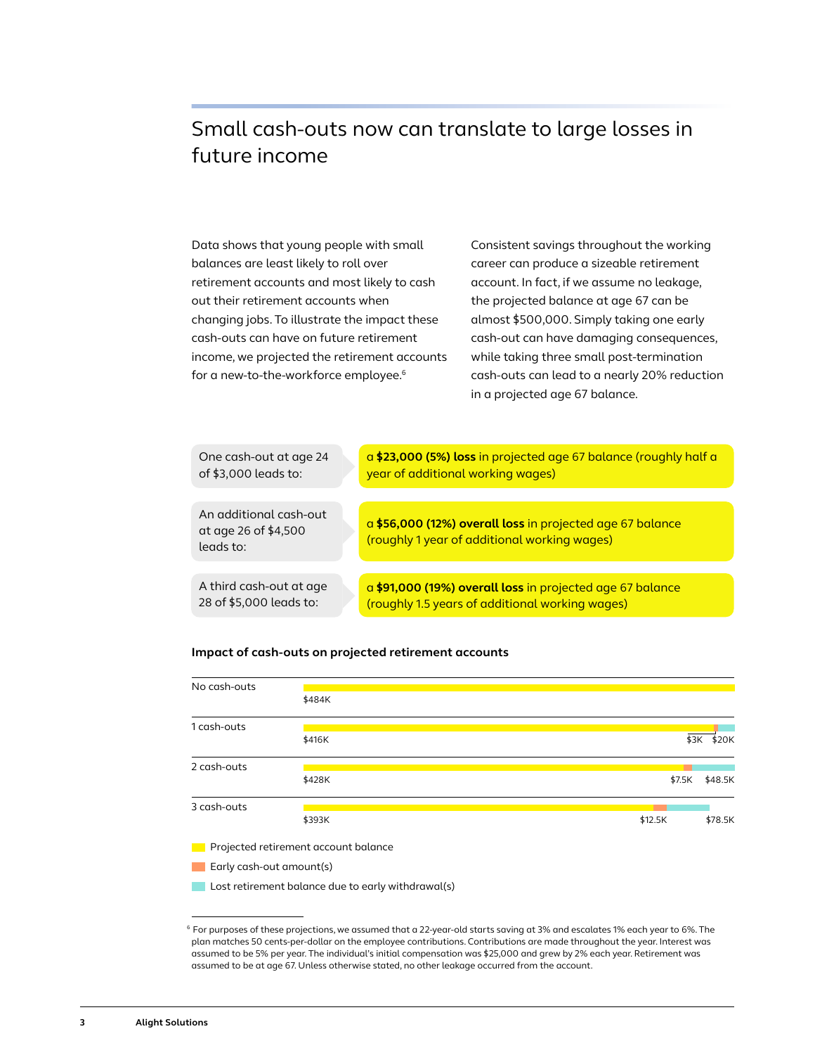# Small cash-outs now can translate to large losses in future income

Data shows that young people with small balances are least likely to roll over retirement accounts and most likely to cash out their retirement accounts when changing jobs. To illustrate the impact these cash-outs can have on future retirement income, we projected the retirement accounts for a new-to-the-workforce employee.[6]

Consistent savings throughout the working career can produce a sizeable retirement account. In fact, if we assume no leakage, the projected balance at age 67 can be almost $500,000. Simply taking one early cash-out can have damaging consequences, while taking three small post-termination cash-outs can lead to a nearly 20% reduction in a projected age 67 balance.

One cash-out at age 24 of $3,000 leads to: a **$23,000 (5%) loss** in projected age 67 balance (roughly half a year of additional working wages)

An additional cash-out at age 26 of $4,500 leads to: a **$56,000 (12%) overall loss** in projected age 67 balance (roughly 1 year of additional working wages)

A third cash-out at age 28 of $5,000 leads to: a **$91,000 (19%) overall loss** in projected age 67 balance (roughly 1.5 years of additional working wages)

**Impact of cash-outs on projected retirement accounts**

No cash-outs
$484K

1 cash-outs
$416K
$3K
$20K

2 cash-outs
$428K
$7.5K
$48.5K

3 cash-outs
$393K
$12.5K
$78.5K

Projected retirement account balance
Early cash-out amount(s)
Lost retirement balance due to early withdrawal(s)

[6] For purposes of these projections, we assumed that a 22-year-old starts saving at 3% and escalates 1% each year to 6%. The plan matches 50 cents-per-dollar on the employee contributions. Contributions are made throughout the year. Interest was assumed to be 5% per year. The individual's initial compensation was $25,000 and grew by 2% each year. Retirement was assumed to be at age 67. Unless otherwise stated, no other leakage occurred from the account.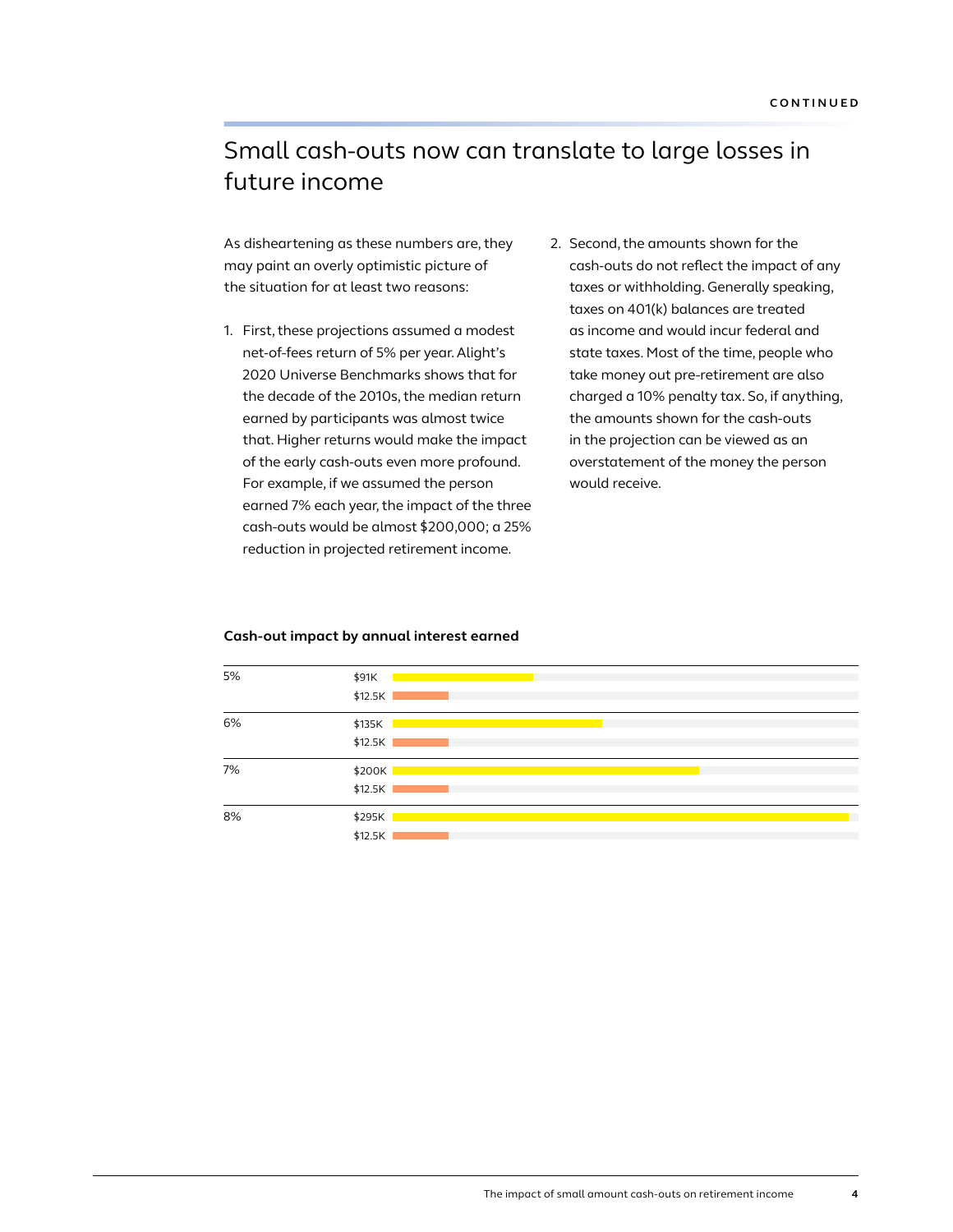# Small cash-outs now can translate to large losses in future income

As disheartening as these numbers are, they may paint an overly optimistic picture of the situation for at least two reasons:

1. First, these projections assumed a modest net-of-fees return of 5% per year. Alight's 2020 Universe Benchmarks shows that for the decade of the 2010s, the median return earned by participants was almost twice that. Higher returns would make the impact of the early cash-outs even more profound. For example, if we assumed the person earned 7% each year, the impact of the three cash-outs would be almost $200,000; a 25% reduction in projected retirement income.
2. Second, the amounts shown for the cash-outs do not reflect the impact of any taxes or withholding. Generally speaking, taxes on 401(k) balances are treated as income and would incur federal and state taxes. Most of the time, people who take money out pre-retirement are also charged a 10% penalty tax. So, if anything, the amounts shown for the cash-outs in the projection can be viewed as an overstatement of the money the person would receive.

**Cash-out impact by annual interest earned**

5%
$91K
$12.5K

6%
$135K
$12.5K

7%
$200K
$12.5K

8%
$295K
$12.5K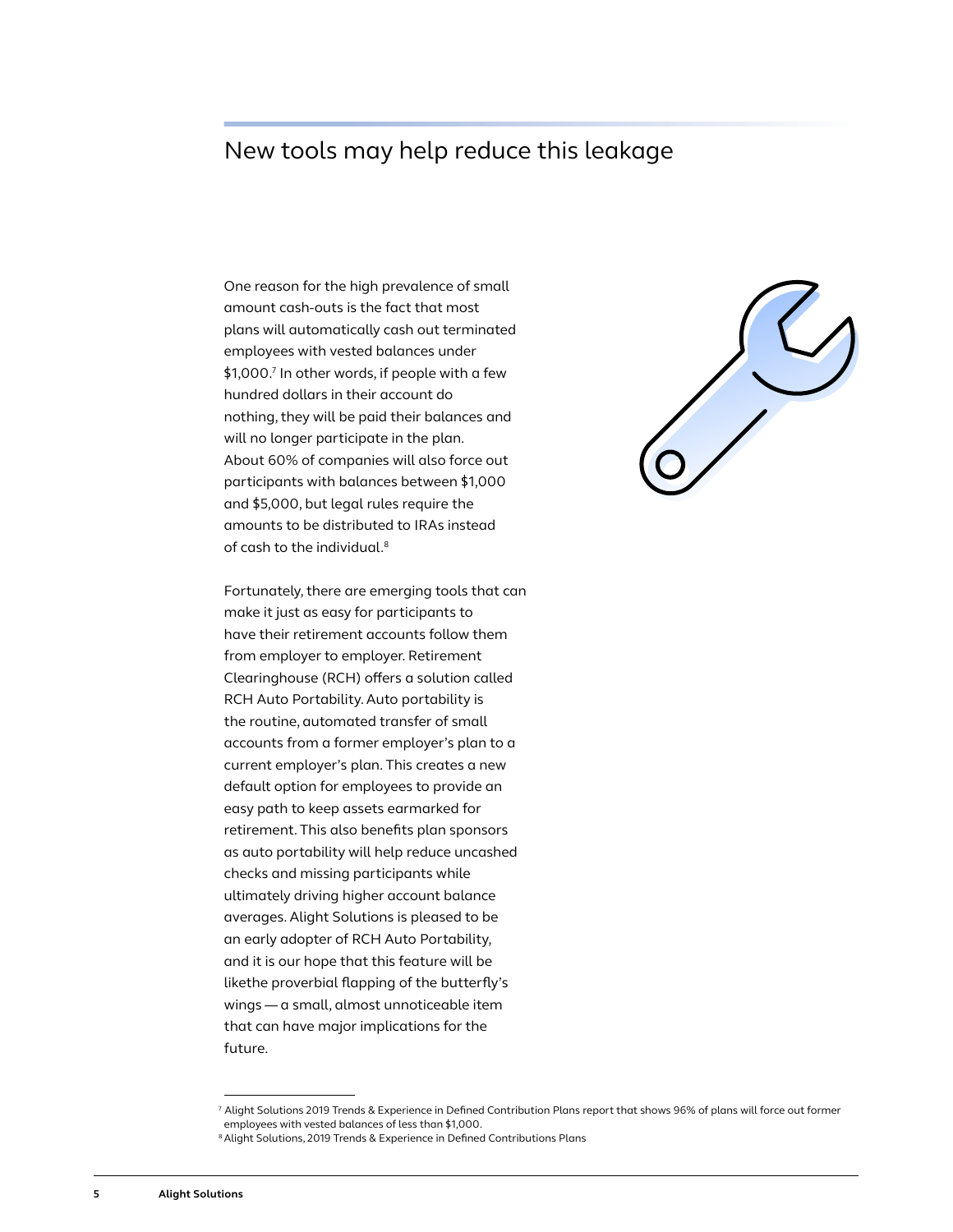## New tools may help reduce this leakage

One reason for the high prevalence of small amount cash-outs is the fact that most plans will automatically cash out terminated employees with vested balances under $1,000.[7] In other words, if people with a few hundred dollars in their account do nothing, they will be paid their balances and will no longer participate in the plan. About 60% of companies will also force out participants with balances between $1,000 and $5,000, but legal rules require the amounts to be distributed to IRAs instead of cash to the individual.[8]

Fortunately, there are emerging tools that can make it just as easy for participants to have their retirement accounts follow them from employer to employer. Retirement Clearinghouse (RCH) offers a solution called RCH Auto Portability. Auto portability is the routine, automated transfer of small accounts from a former employer's plan to a current employer's plan. This creates a new default option for employees to provide an easy path to keep assets earmarked for retirement. This also benefits plan sponsors as auto portability will help reduce uncashed checks and missing participants while ultimately driving higher account balance averages. Alight Solutions is pleased to be an early adopter of RCH Auto Portability, and it is our hope that this feature will be likethe proverbial flapping of the butterfly's wings — a small, almost unnoticeable item that can have major implications for the future.

---

[7] Alight Solutions 2019 Trends & Experience in Defined Contribution Plans report that shows 96% of plans will force out former employees with vested balances of less than $1,000.

[8] Alight Solutions, 2019 Trends & Experience in Defined Contributions Plans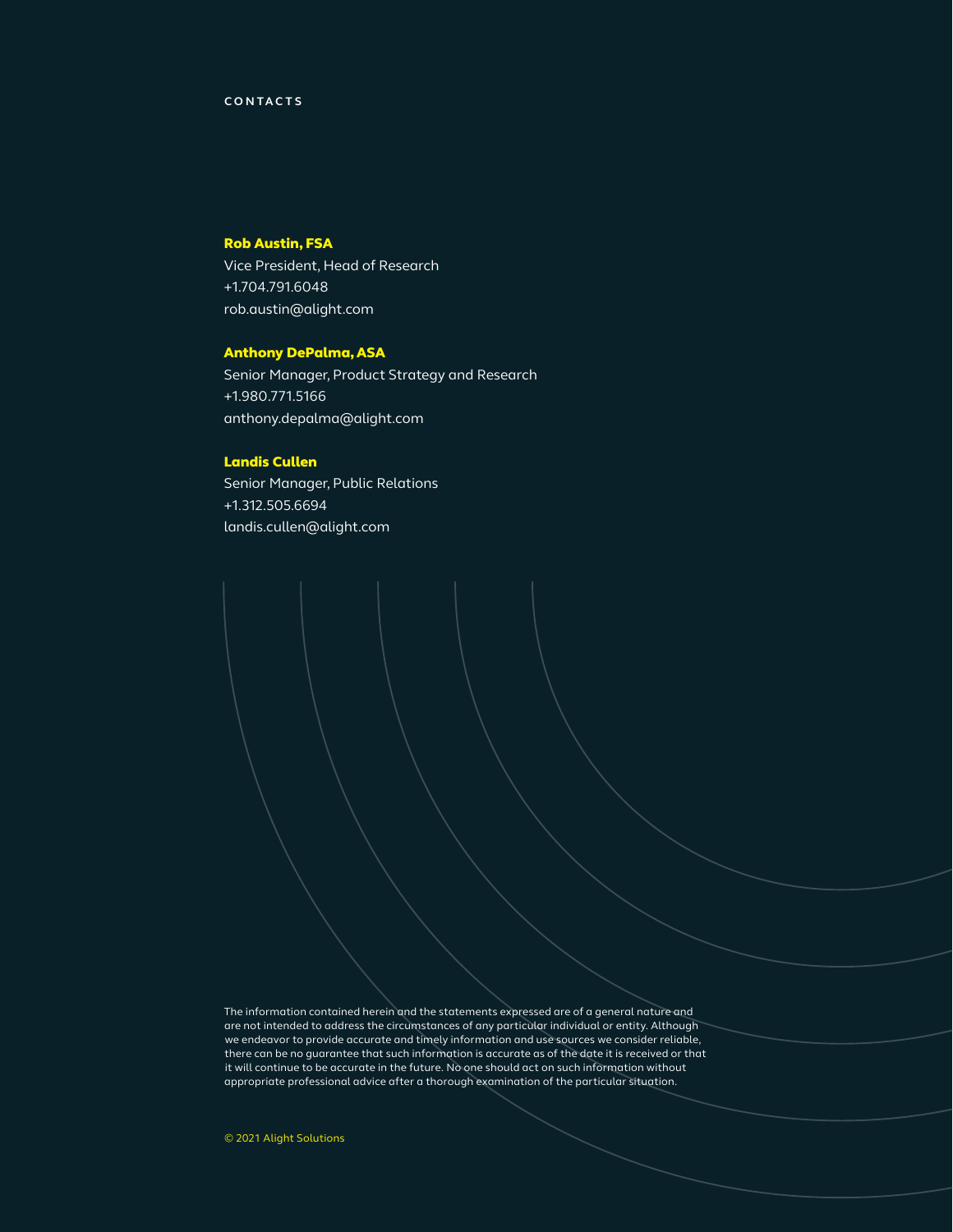## CONTACTS

**Rob Austin, FSA**
Vice President, Head of Research
+1.704.791.6048
rob.austin@alight.com

**Anthony DePalma, ASA**
Senior Manager, Product Strategy and Research
+1.980.771.5166
anthony.depalma@alight.com

**Landis Cullen**
Senior Manager, Public Relations
+1.312.505.6694
landis.cullen@alight.com

The information contained herein and the statements expressed are of a general nature and are not intended to address the circumstances of any particular individual or entity. Although we endeavor to provide accurate and timely information and use sources we consider reliable, there can be no guarantee that such information is accurate as of the date it is received or that it will continue to be accurate in the future. No one should act on such information without appropriate professional advice after a thorough examination of the particular situation.

© 2021 Alight Solutions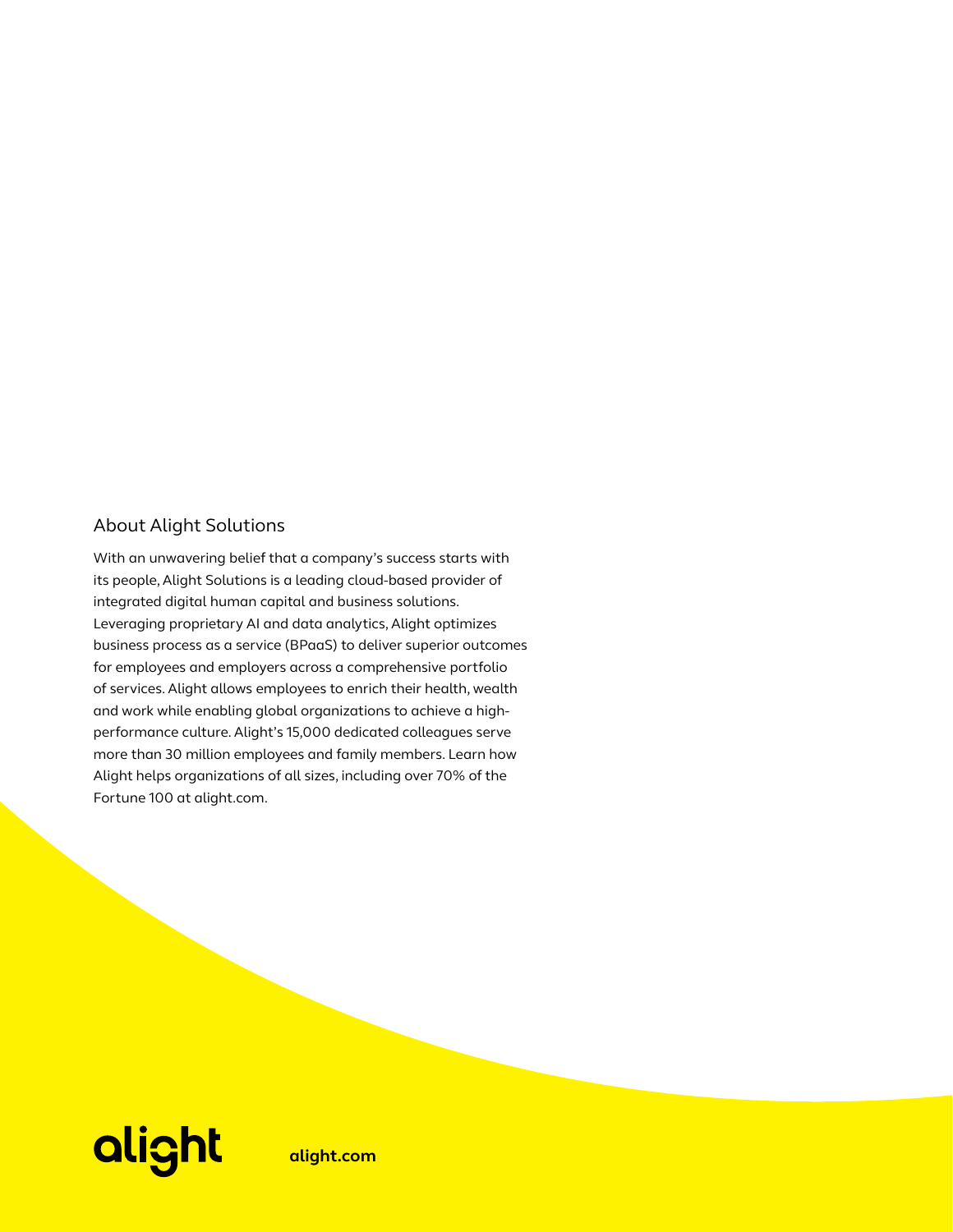## About Alight Solutions

With an unwavering belief that a company's success starts with its people, Alight Solutions is a leading cloud-based provider of integrated digital human capital and business solutions. Leveraging proprietary AI and data analytics, Alight optimizes business process as a service (BPaaS) to deliver superior outcomes for employees and employers across a comprehensive portfolio of services. Alight allows employees to enrich their health, wealth and work while enabling global organizations to achieve a high-performance culture. Alight's 15,000 dedicated colleagues serve more than 30 million employees and family members. Learn how Alight helps organizations of all sizes, including over 70% of the Fortune 100 at alight.com.

alight

**alight.com**